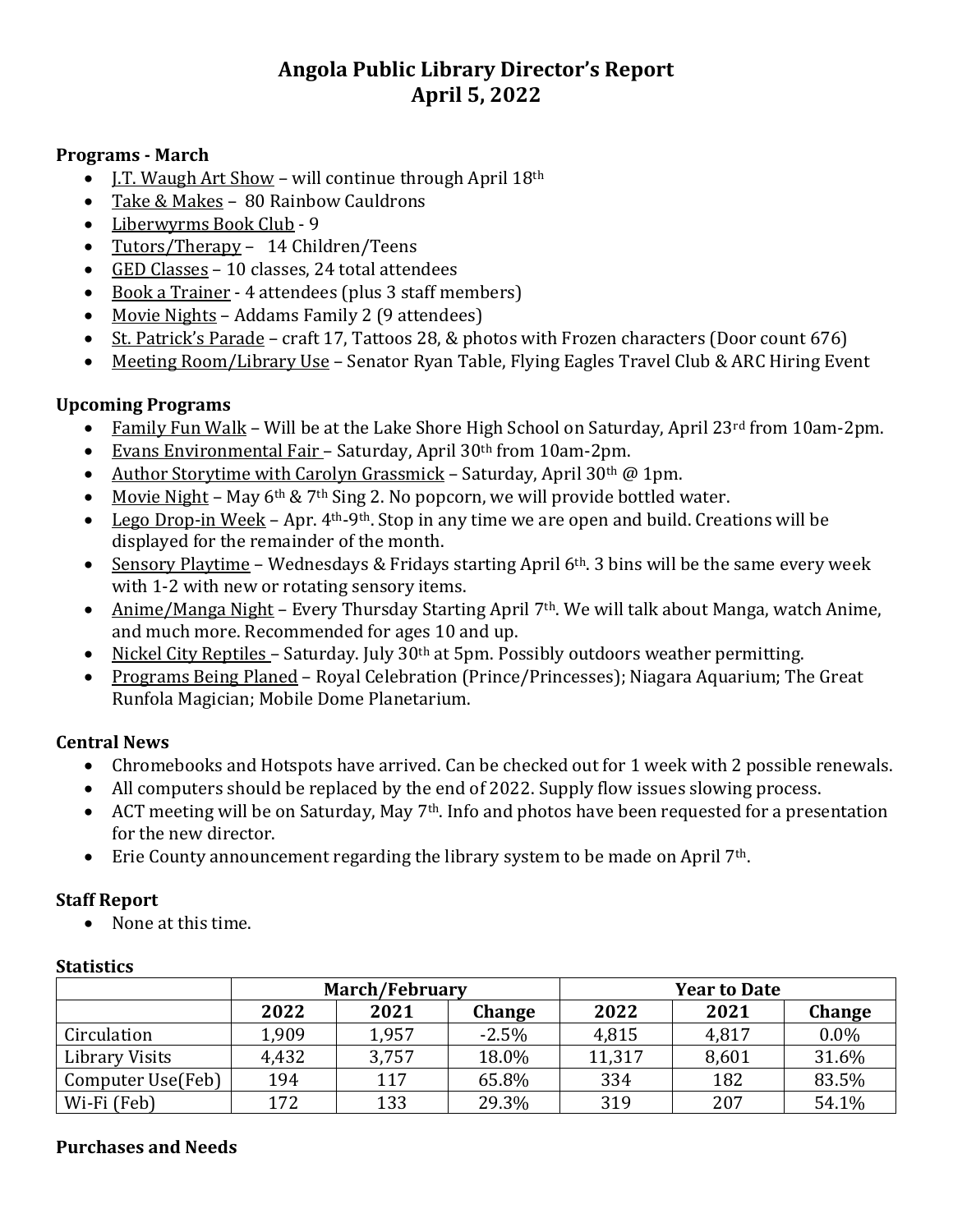# Angola Public Library Director's Report
# April 5, 2022

### Programs - March

- J.T. Waugh Art Show – will continue through April 18th
- Take & Makes – 80 Rainbow Cauldrons
- Liberwyrms Book Club - 9
- Tutors/Therapy – 14 Children/Teens
- GED Classes – 10 classes, 24 total attendees
- Book a Trainer - 4 attendees (plus 3 staff members)
- Movie Nights – Addams Family 2 (9 attendees)
- St. Patrick's Parade – craft 17, Tattoos 28, & photos with Frozen characters (Door count 676)
- Meeting Room/Library Use – Senator Ryan Table, Flying Eagles Travel Club & ARC Hiring Event

### Upcoming Programs

- Family Fun Walk – Will be at the Lake Shore High School on Saturday, April 23rd from 10am-2pm.
- Evans Environmental Fair – Saturday, April 30th from 10am-2pm.
- Author Storytime with Carolyn Grassmick – Saturday, April 30th @ 1pm.
- Movie Night – May 6th & 7th Sing 2. No popcorn, we will provide bottled water.
- Lego Drop-in Week – Apr. 4th-9th. Stop in any time we are open and build. Creations will be displayed for the remainder of the month.
- Sensory Playtime – Wednesdays & Fridays starting April 6th. 3 bins will be the same every week with 1-2 with new or rotating sensory items.
- Anime/Manga Night – Every Thursday Starting April 7th. We will talk about Manga, watch Anime, and much more. Recommended for ages 10 and up.
- Nickel City Reptiles – Saturday. July 30th at 5pm. Possibly outdoors weather permitting.
- Programs Being Planed – Royal Celebration (Prince/Princesses); Niagara Aquarium; The Great Runfola Magician; Mobile Dome Planetarium.

### Central News

- Chromebooks and Hotspots have arrived. Can be checked out for 1 week with 2 possible renewals.
- All computers should be replaced by the end of 2022. Supply flow issues slowing process.
- ACT meeting will be on Saturday, May 7th. Info and photos have been requested for a presentation for the new director.
- Erie County announcement regarding the library system to be made on April 7th.

### Staff Report

- None at this time.

### Statistics

| | March/February | | | Year to Date | | |
|---|---|---|---|---|---|---|
| | 2022 | 2021 | Change | 2022 | 2021 | Change |
| Circulation | 1,909 | 1,957 | -2.5% | 4,815 | 4,817 | 0.0% |
| Library Visits | 4,432 | 3,757 | 18.0% | 11,317 | 8,601 | 31.6% |
| Computer Use(Feb) | 194 | 117 | 65.8% | 334 | 182 | 83.5% |
| Wi-Fi (Feb) | 172 | 133 | 29.3% | 319 | 207 | 54.1% |

### Purchases and Needs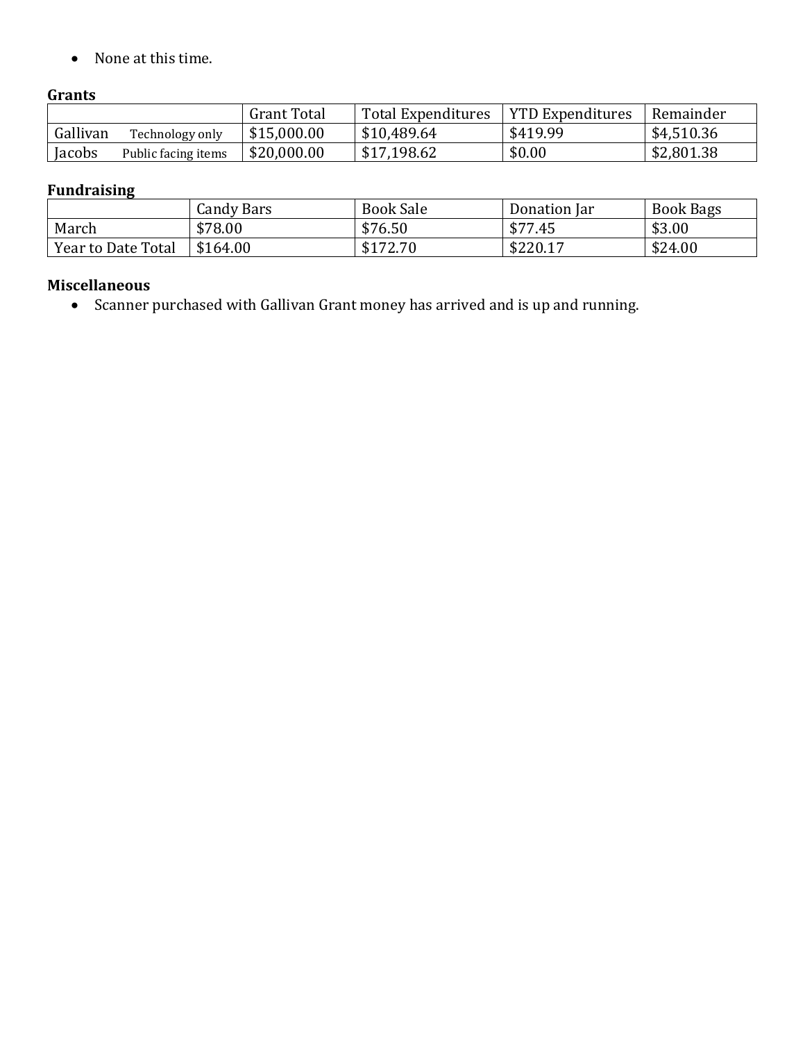- None at this time.

**Grants**

| | Grant Total | Total Expenditures | YTD Expenditures | Remainder |
|---|---|---|---|---|
| Gallivan Technology only | $15,000.00 | $10,489.64 | $419.99 | $4,510.36 |
| Jacobs Public facing items | $20,000.00 | $17,198.62 | $0.00 | $2,801.38 |

**Fundraising**

| | Candy Bars | Book Sale | Donation Jar | Book Bags |
|---|---|---|---|---|
| March | $78.00 | $76.50 | $77.45 | $3.00 |
| Year to Date Total | $164.00 | $172.70 | $220.17 | $24.00 |

**Miscellaneous**

- Scanner purchased with Gallivan Grant money has arrived and is up and running.